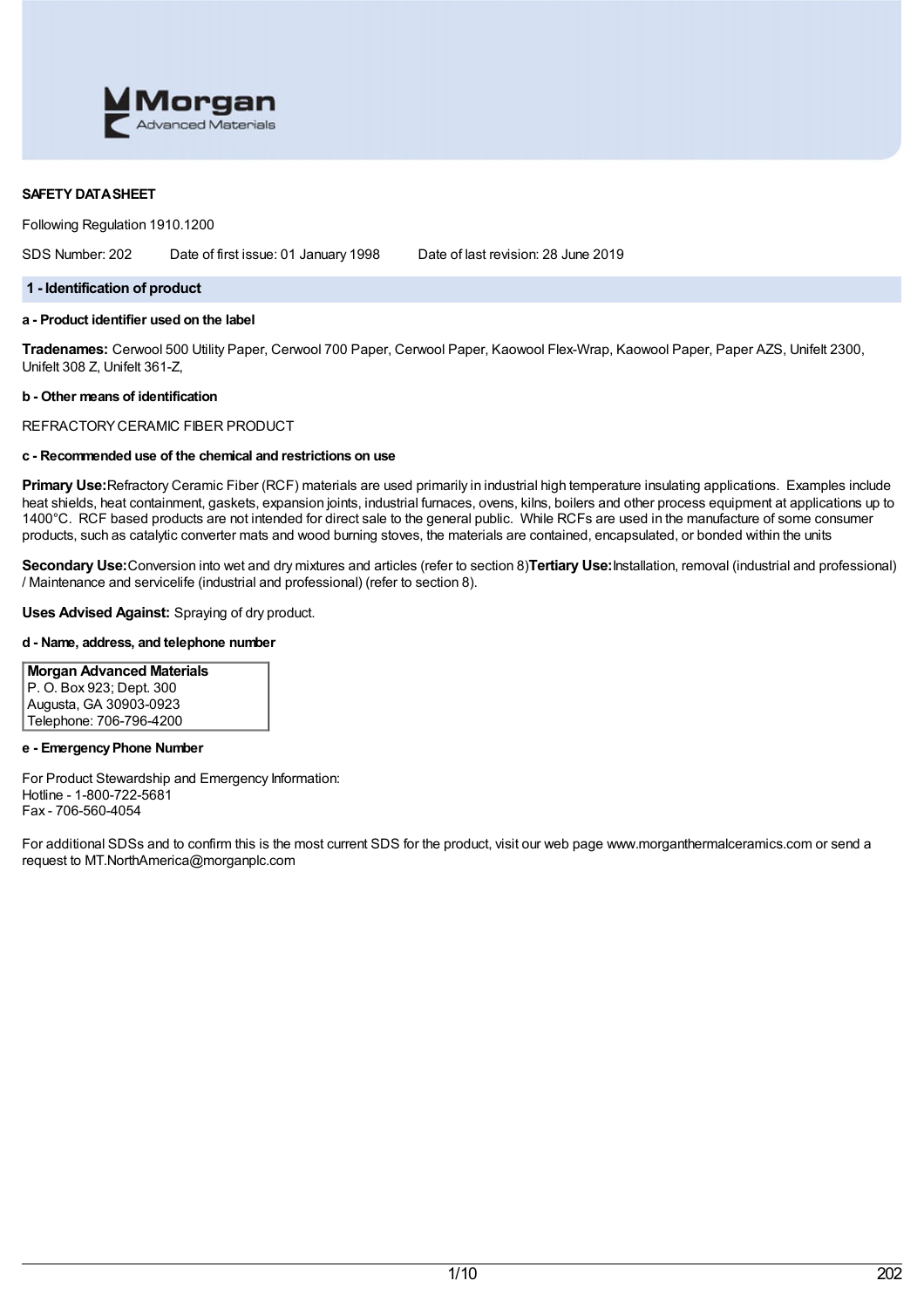**SAFETY DATA SHEET**

Following Regulation 1910.1200

SDS Number: 202 Date of first issue: 01 January 1998 Date of last revision: 28 June 2019

## 1 - Identification of product

### a - Product identifier used on the label

**Tradenames:** Cerwool 500 Utility Paper, Cerwool 700 Paper, Cerwool Paper, Kaowool Flex-Wrap, Kaowool Paper, Paper AZS, Unifelt 2300, Unifelt 308 Z, Unifelt 361-Z,

### b - Other means of identification

REFRACTORY CERAMIC FIBER PRODUCT

### c - Recommended use of the chemical and restrictions on use

**Primary Use:** Refractory Ceramic Fiber (RCF) materials are used primarily in industrial high temperature insulating applications. Examples include heat shields, heat containment, gaskets, expansion joints, industrial furnaces, ovens, kilns, boilers and other process equipment at applications up to 1400°C. RCF based products are not intended for direct sale to the general public. While RCFs are used in the manufacture of some consumer products, such as catalytic converter mats and wood burning stoves, the materials are contained, encapsulated, or bonded within the units

**Secondary Use:** Conversion into wet and dry mixtures and articles (refer to section 8) **Tertiary Use:** Installation, removal (industrial and professional) / Maintenance and servicelife (industrial and professional) (refer to section 8).

**Uses Advised Against:** Spraying of dry product.

### d - Name, address, and telephone number

**Morgan Advanced Materials**
P. O. Box 923; Dept. 300
Augusta, GA 30903-0923
Telephone: 706-796-4200

### e - Emergency Phone Number

For Product Stewardship and Emergency Information:
Hotline - 1-800-722-5681
Fax - 706-560-4054

For additional SDSs and to confirm this is the most current SDS for the product, visit our web page www.morganthermalceramics.com or send a request to MT.NorthAmerica@morganplc.com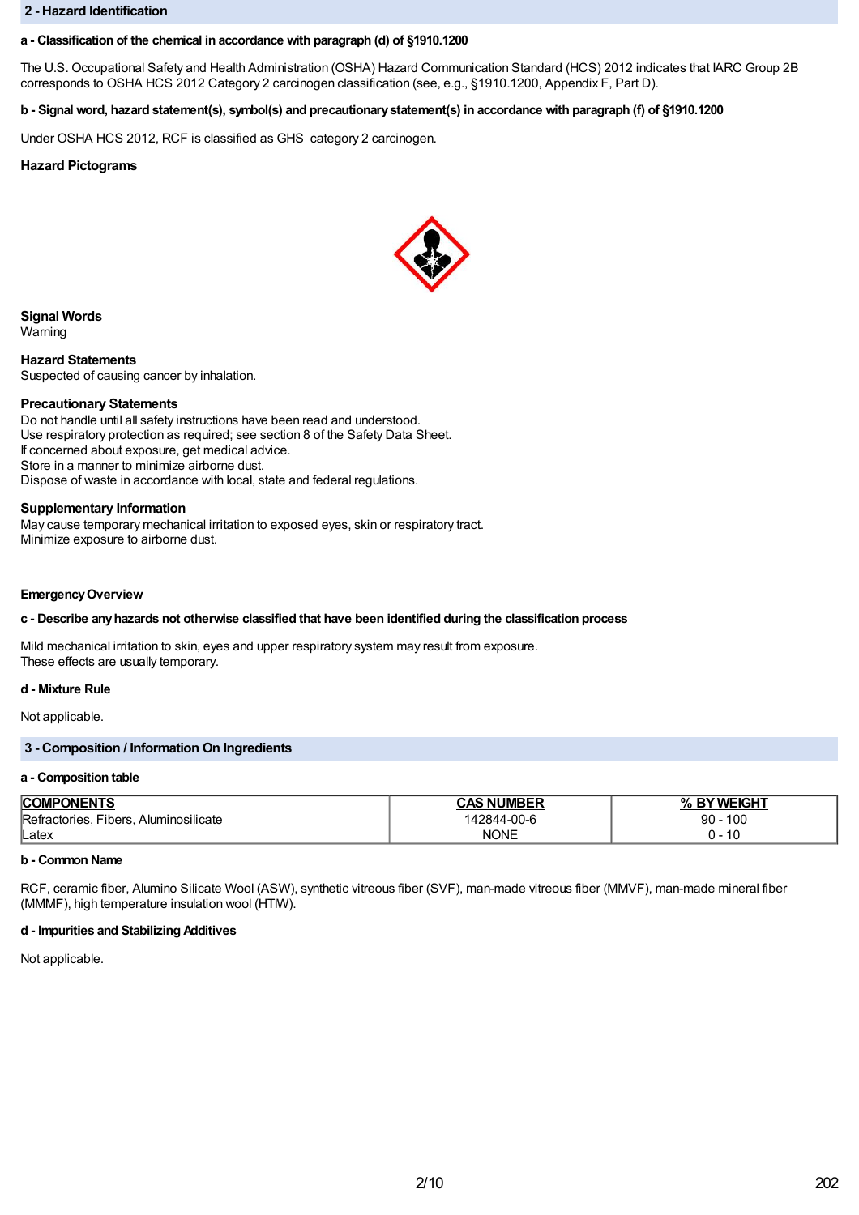## 2 - Hazard Identification

**a - Classification of the chemical in accordance with paragraph (d) of §1910.1200**

The U.S. Occupational Safety and Health Administration (OSHA) Hazard Communication Standard (HCS) 2012 indicates that IARC Group 2B corresponds to OSHA HCS 2012 Category 2 carcinogen classification (see, e.g., §1910.1200, Appendix F, Part D).

**b - Signal word, hazard statement(s), symbol(s) and precautionary statement(s) in accordance with paragraph (f) of §1910.1200**

Under OSHA HCS 2012, RCF is classified as GHS category 2 carcinogen.

**Hazard Pictograms**

**Signal Words**
Warning

**Hazard Statements**
Suspected of causing cancer by inhalation.

**Precautionary Statements**
Do not handle until all safety instructions have been read and understood.
Use respiratory protection as required; see section 8 of the Safety Data Sheet.
If concerned about exposure, get medical advice.
Store in a manner to minimize airborne dust.
Dispose of waste in accordance with local, state and federal regulations.

**Supplementary Information**
May cause temporary mechanical irritation to exposed eyes, skin or respiratory tract.
Minimize exposure to airborne dust.

**Emergency Overview**

**c - Describe any hazards not otherwise classified that have been identified during the classification process**

Mild mechanical irritation to skin, eyes and upper respiratory system may result from exposure.
These effects are usually temporary.

**d - Mixture Rule**

Not applicable.

## 3 - Composition / Information On Ingredients

**a - Composition table**

| COMPONENTS | CAS NUMBER | % BY WEIGHT |
|---|---|---|
| Refractories, Fibers, Aluminosilicate | 142844-00-6 | 90 - 100 |
| Latex | NONE | 0 - 10 |

**b - Common Name**

RCF, ceramic fiber, Alumino Silicate Wool (ASW), synthetic vitreous fiber (SVF), man-made vitreous fiber (MMVF), man-made mineral fiber (MMMF), high temperature insulation wool (HTIW).

**d - Impurities and Stabilizing Additives**

Not applicable.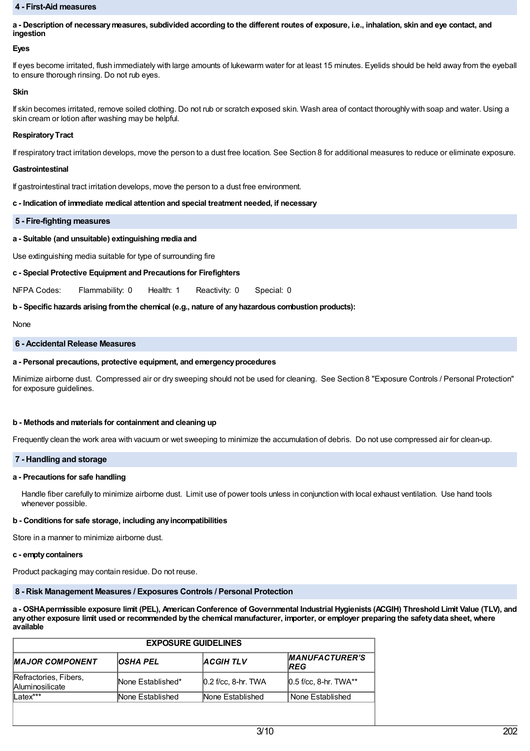## 4 - First-Aid measures

**a - Description of necessary measures, subdivided according to the different routes of exposure, i.e., inhalation, skin and eye contact, and ingestion**

**Eyes**

If eyes become irritated, flush immediately with large amounts of lukewarm water for at least 15 minutes. Eyelids should be held away from the eyeball to ensure thorough rinsing. Do not rub eyes.

**Skin**

If skin becomes irritated, remove soiled clothing. Do not rub or scratch exposed skin. Wash area of contact thoroughly with soap and water. Using a skin cream or lotion after washing may be helpful.

**Respiratory Tract**

If respiratory tract irritation develops, move the person to a dust free location. See Section 8 for additional measures to reduce or eliminate exposure.

**Gastrointestinal**

If gastrointestinal tract irritation develops, move the person to a dust free environment.

**c - Indication of immediate medical attention and special treatment needed, if necessary**

## 5 - Fire-fighting measures

**a - Suitable (and unsuitable) extinguishing media and**

Use extinguishing media suitable for type of surrounding fire

**c - Special Protective Equipment and Precautions for Firefighters**

NFPA Codes: Flammability: 0 Health: 1 Reactivity: 0 Special: 0

**b - Specific hazards arising from the chemical (e.g., nature of any hazardous combustion products):**

None

## 6 - Accidental Release Measures

**a - Personal precautions, protective equipment, and emergency procedures**

Minimize airborne dust. Compressed air or dry sweeping should not be used for cleaning. See Section 8 "Exposure Controls / Personal Protection" for exposure guidelines.

**b - Methods and materials for containment and cleaning up**

Frequently clean the work area with vacuum or wet sweeping to minimize the accumulation of debris. Do not use compressed air for clean-up.

## 7 - Handling and storage

**a - Precautions for safe handling**

Handle fiber carefully to minimize airborne dust. Limit use of power tools unless in conjunction with local exhaust ventilation. Use hand tools whenever possible.

**b - Conditions for safe storage, including any incompatibilities**

Store in a manner to minimize airborne dust.

**c - empty containers**

Product packaging may contain residue. Do not reuse.

## 8 - Risk Management Measures / Exposures Controls / Personal Protection

**a - OSHA permissible exposure limit (PEL), American Conference of Governmental Industrial Hygienists (ACGIH) Threshold Limit Value (TLV), and any other exposure limit used or recommended by the chemical manufacturer, importer, or employer preparing the safety data sheet, where available**

| EXPOSURE GUIDELINES | | | |
|---|---|---|---|
| ***MAJOR COMPONENT*** | ***OSHA PEL*** | ***ACGIH TLV*** | ***MANUFACTURER'S REG*** |
| Refractories, Fibers, Aluminosilicate | None Established* | 0.2 f/cc, 8-hr. TWA | 0.5 f/cc, 8-hr. TWA** |
| Latex*** | None Established | None Established | None Established |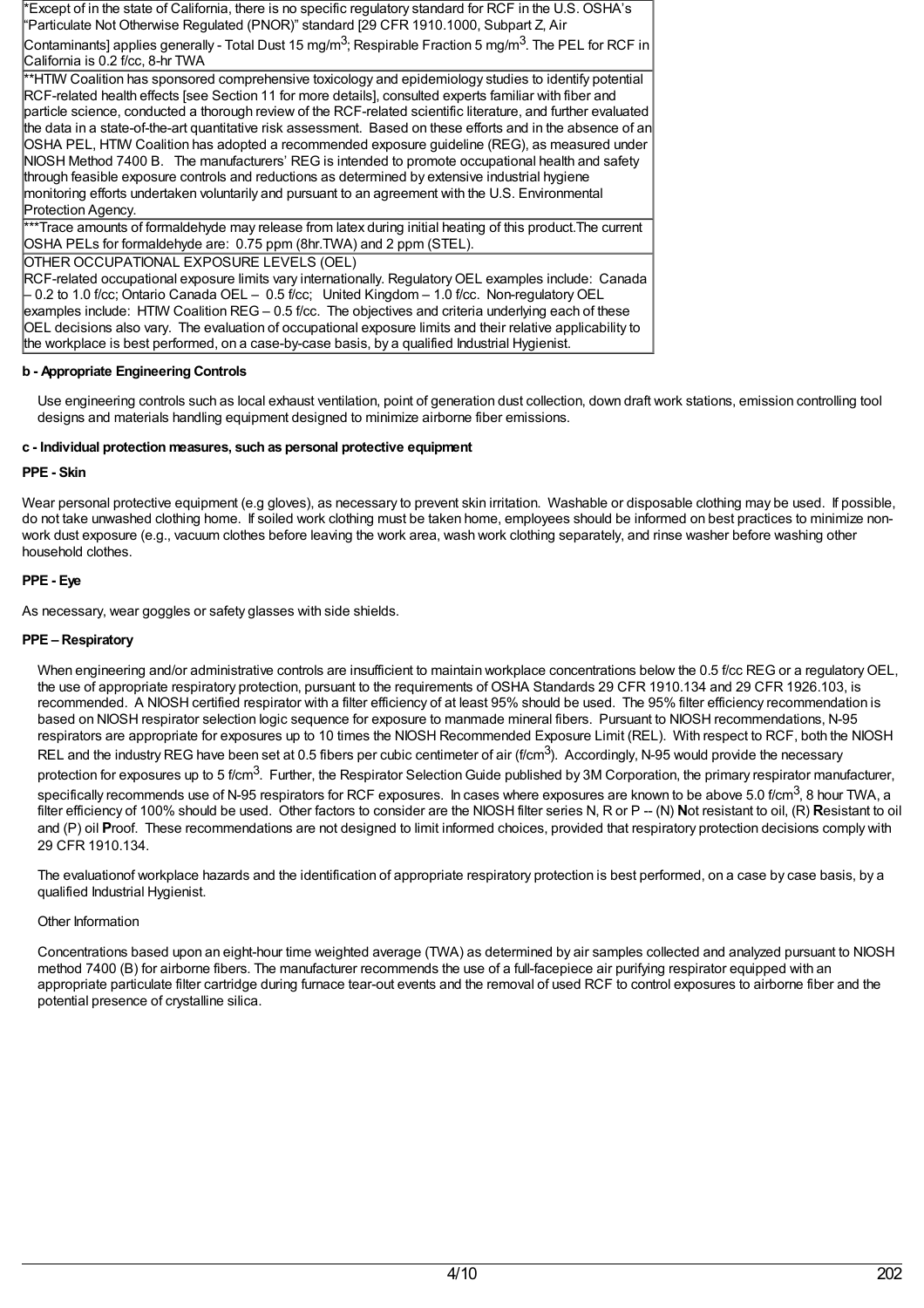| |
|---|
| *Except of in the state of California, there is no specific regulatory standard for RCF in the U.S. OSHA's "Particulate Not Otherwise Regulated (PNOR)" standard [29 CFR 1910.1000, Subpart Z, Air Contaminants] applies generally - Total Dust 15 mg/m$^3$; Respirable Fraction 5 mg/m$^3$. The PEL for RCF in California is 0.2 f/cc, 8-hr TWA |
| **HTIW Coalition has sponsored comprehensive toxicology and epidemiology studies to identify potential RCF-related health effects [see Section 11 for more details], consulted experts familiar with fiber and particle science, conducted a thorough review of the RCF-related scientific literature, and further evaluated the data in a state-of-the-art quantitative risk assessment. Based on these efforts and in the absence of an OSHA PEL, HTIW Coalition has adopted a recommended exposure guideline (REG), as measured under NIOSH Method 7400 B. The manufacturers' REG is intended to promote occupational health and safety through feasible exposure controls and reductions as determined by extensive industrial hygiene monitoring efforts undertaken voluntarily and pursuant to an agreement with the U.S. Environmental Protection Agency. |
| ***Trace amounts of formaldehyde may release from latex during initial heating of this product.The current OSHA PELs for formaldehyde are: 0.75 ppm (8hr.TWA) and 2 ppm (STEL). |
| OTHER OCCUPATIONAL EXPOSURE LEVELS (OEL)<br>RCF-related occupational exposure limits vary internationally. Regulatory OEL examples include: Canada – 0.2 to 1.0 f/cc; Ontario Canada OEL – 0.5 f/cc; United Kingdom – 1.0 f/cc. Non-regulatory OEL examples include: HTIW Coalition REG – 0.5 f/cc. The objectives and criteria underlying each of these OEL decisions also vary. The evaluation of occupational exposure limits and their relative applicability to the workplace is best performed, on a case-by-case basis, by a qualified Industrial Hygienist. |

**b - Appropriate Engineering Controls**

Use engineering controls such as local exhaust ventilation, point of generation dust collection, down draft work stations, emission controlling tool designs and materials handling equipment designed to minimize airborne fiber emissions.

**c - Individual protection measures, such as personal protective equipment**

**PPE - Skin**

Wear personal protective equipment (e.g gloves), as necessary to prevent skin irritation. Washable or disposable clothing may be used. If possible, do not take unwashed clothing home. If soiled work clothing must be taken home, employees should be informed on best practices to minimize non-work dust exposure (e.g., vacuum clothes before leaving the work area, wash work clothing separately, and rinse washer before washing other household clothes.

**PPE - Eye**

As necessary, wear goggles or safety glasses with side shields.

**PPE – Respiratory**

When engineering and/or administrative controls are insufficient to maintain workplace concentrations below the 0.5 f/cc REG or a regulatory OEL, the use of appropriate respiratory protection, pursuant to the requirements of OSHA Standards 29 CFR 1910.134 and 29 CFR 1926.103, is recommended. A NIOSH certified respirator with a filter efficiency of at least 95% should be used. The 95% filter efficiency recommendation is based on NIOSH respirator selection logic sequence for exposure to manmade mineral fibers. Pursuant to NIOSH recommendations, N-95 respirators are appropriate for exposures up to 10 times the NIOSH Recommended Exposure Limit (REL). With respect to RCF, both the NIOSH REL and the industry REG have been set at 0.5 fibers per cubic centimeter of air (f/cm$^3$). Accordingly, N-95 would provide the necessary protection for exposures up to 5 f/cm$^3$. Further, the Respirator Selection Guide published by 3M Corporation, the primary respirator manufacturer, specifically recommends use of N-95 respirators for RCF exposures. In cases where exposures are known to be above 5.0 f/cm$^3$, 8 hour TWA, a filter efficiency of 100% should be used. Other factors to consider are the NIOSH filter series N, R or P -- (N) **N**ot resistant to oil, (R) **R**esistant to oil and (P) oil **P**roof. These recommendations are not designed to limit informed choices, provided that respiratory protection decisions comply with 29 CFR 1910.134.

The evaluationof workplace hazards and the identification of appropriate respiratory protection is best performed, on a case by case basis, by a qualified Industrial Hygienist.

Other Information

Concentrations based upon an eight-hour time weighted average (TWA) as determined by air samples collected and analyzed pursuant to NIOSH method 7400 (B) for airborne fibers. The manufacturer recommends the use of a full-facepiece air purifying respirator equipped with an appropriate particulate filter cartridge during furnace tear-out events and the removal of used RCF to control exposures to airborne fiber and the potential presence of crystalline silica.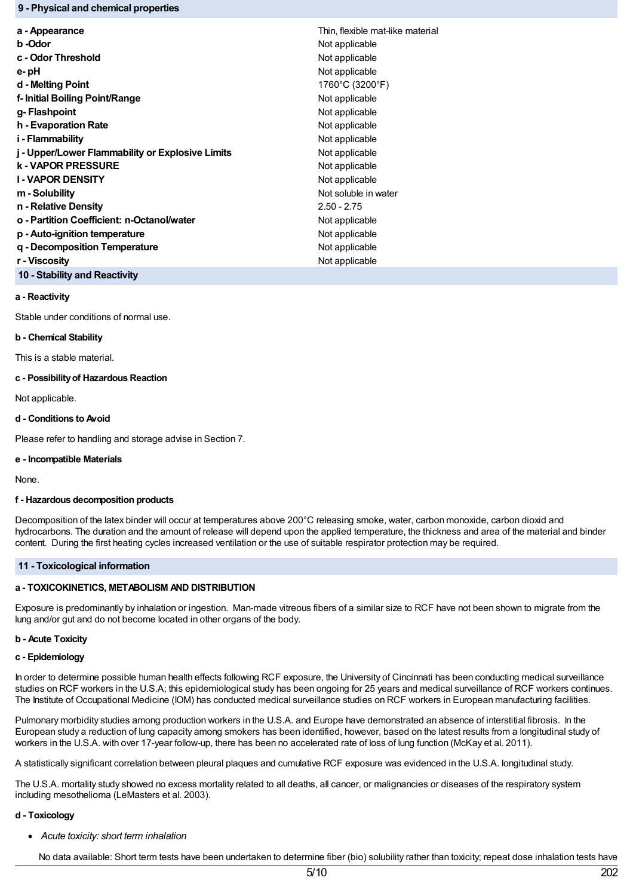## 9 - Physical and chemical properties

| | |
|---|---|
| **a - Appearance** | Thin, flexible mat-like material |
| **b -Odor** | Not applicable |
| **c - Odor Threshold** | Not applicable |
| **e- pH** | Not applicable |
| **d - Melting Point** | 1760°C (3200°F) |
| **f- Initial Boiling Point/Range** | Not applicable |
| **g- Flashpoint** | Not applicable |
| **h - Evaporation Rate** | Not applicable |
| **i - Flammability** | Not applicable |
| **j - Upper/Lower Flammability or Explosive Limits** | Not applicable |
| **k - VAPOR PRESSURE** | Not applicable |
| **l - VAPOR DENSITY** | Not applicable |
| **m - Solubility** | Not soluble in water |
| **n - Relative Density** | 2.50 - 2.75 |
| **o - Partition Coefficient: n-Octanol/water** | Not applicable |
| **p - Auto-ignition temperature** | Not applicable |
| **q - Decomposition Temperature** | Not applicable |
| **r - Viscosity** | Not applicable |

## 10 - Stability and Reactivity

**a - Reactivity**

Stable under conditions of normal use.

**b - Chemical Stability**

This is a stable material.

**c - Possibility of Hazardous Reaction**

Not applicable.

**d - Conditions to Avoid**

Please refer to handling and storage advise in Section 7.

**e - Incompatible Materials**

None.

**f - Hazardous decomposition products**

Decomposition of the latex binder will occur at temperatures above 200°C releasing smoke, water, carbon monoxide, carbon dioxid and hydrocarbons. The duration and the amount of release will depend upon the applied temperature, the thickness and area of the material and binder content. During the first heating cycles increased ventilation or the use of suitable respirator protection may be required.

## 11 - Toxicological information

**a - TOXICOKINETICS, METABOLISM AND DISTRIBUTION**

Exposure is predominantly by inhalation or ingestion. Man-made vitreous fibers of a similar size to RCF have not been shown to migrate from the lung and/or gut and do not become located in other organs of the body.

**b - Acute Toxicity**

**c - Epidemiology**

In order to determine possible human health effects following RCF exposure, the University of Cincinnati has been conducting medical surveillance studies on RCF workers in the U.S.A; this epidemiological study has been ongoing for 25 years and medical surveillance of RCF workers continues. The Institute of Occupational Medicine (IOM) has conducted medical surveillance studies on RCF workers in European manufacturing facilities.

Pulmonary morbidity studies among production workers in the U.S.A. and Europe have demonstrated an absence of interstitial fibrosis. In the European study a reduction of lung capacity among smokers has been identified, however, based on the latest results from a longitudinal study of workers in the U.S.A. with over 17-year follow-up, there has been no accelerated rate of loss of lung function (McKay et al. 2011).

A statistically significant correlation between pleural plaques and cumulative RCF exposure was evidenced in the U.S.A. longitudinal study.

The U.S.A. mortality study showed no excess mortality related to all deaths, all cancer, or malignancies or diseases of the respiratory system including mesothelioma (LeMasters et al. 2003).

**d - Toxicology**

- *Acute toxicity: short term inhalation*

  No data available: Short term tests have been undertaken to determine fiber (bio) solubility rather than toxicity; repeat dose inhalation tests have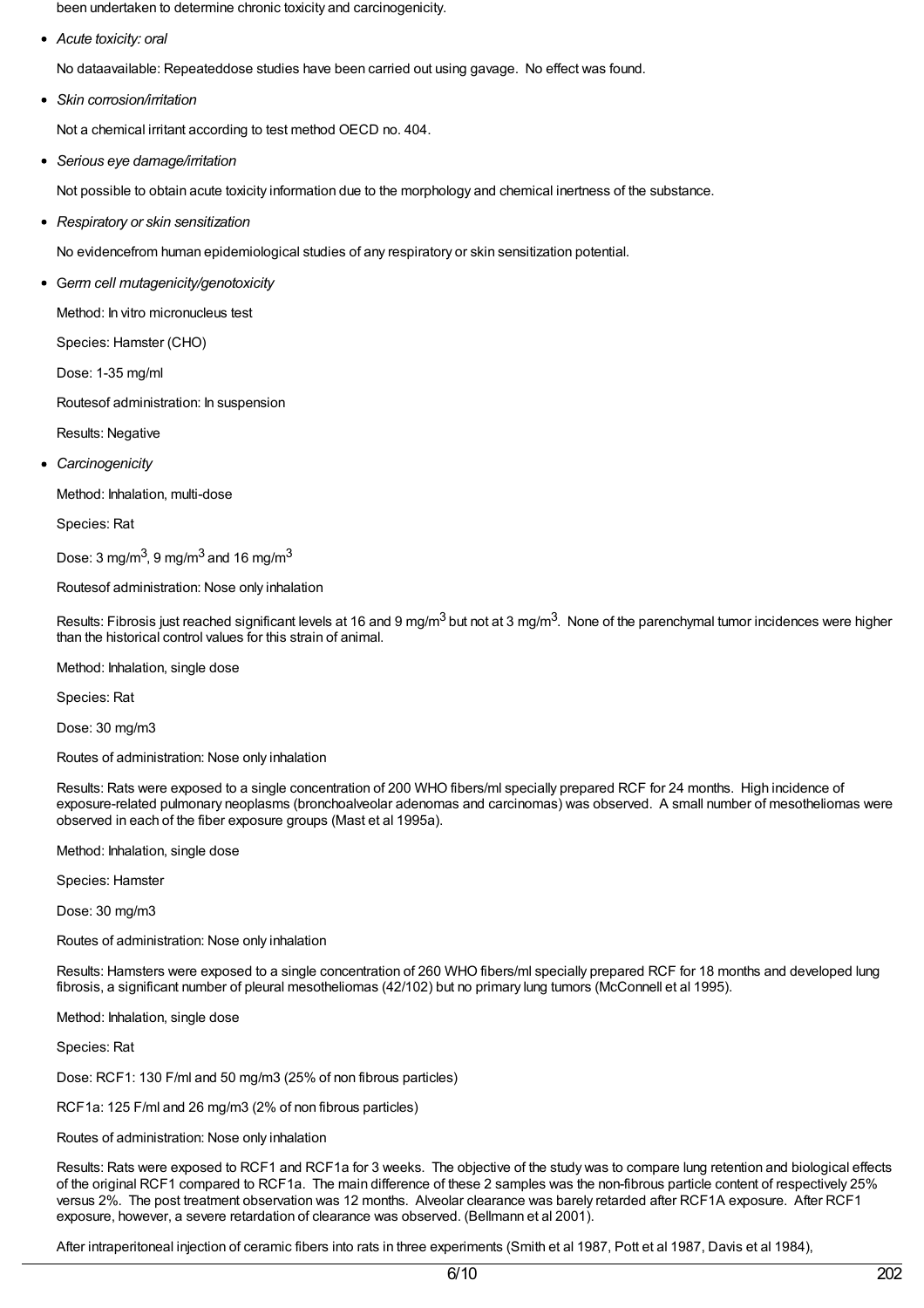been undertaken to determine chronic toxicity and carcinogenicity.

- *Acute toxicity: oral*

  No dataavailable: Repeateddose studies have been carried out using gavage. No effect was found.

- *Skin corrosion/irritation*

  Not a chemical irritant according to test method OECD no. 404.

- *Serious eye damage/irritation*

  Not possible to obtain acute toxicity information due to the morphology and chemical inertness of the substance.

- *Respiratory or skin sensitization*

  No evidencefrom human epidemiological studies of any respiratory or skin sensitization potential.

- *Germ cell mutagenicity/genotoxicity*

  Method: In vitro micronucleus test

  Species: Hamster (CHO)

  Dose: 1-35 mg/ml

  Routesof administration: In suspension

  Results: Negative

- *Carcinogenicity*

  Method: Inhalation, multi-dose

  Species: Rat

  Dose: 3 mg/m$^3$, 9 mg/m$^3$ and 16 mg/m$^3$

  Routesof administration: Nose only inhalation

  Results: Fibrosis just reached significant levels at 16 and 9 mg/m$^3$ but not at 3 mg/m$^3$. None of the parenchymal tumor incidences were higher than the historical control values for this strain of animal.

  Method: Inhalation, single dose

  Species: Rat

  Dose: 30 mg/m3

  Routes of administration: Nose only inhalation

  Results: Rats were exposed to a single concentration of 200 WHO fibers/ml specially prepared RCF for 24 months. High incidence of exposure-related pulmonary neoplasms (bronchoalveolar adenomas and carcinomas) was observed. A small number of mesotheliomas were observed in each of the fiber exposure groups (Mast et al 1995a).

  Method: Inhalation, single dose

  Species: Hamster

  Dose: 30 mg/m3

  Routes of administration: Nose only inhalation

  Results: Hamsters were exposed to a single concentration of 260 WHO fibers/ml specially prepared RCF for 18 months and developed lung fibrosis, a significant number of pleural mesotheliomas (42/102) but no primary lung tumors (McConnell et al 1995).

  Method: Inhalation, single dose

  Species: Rat

  Dose: RCF1: 130 F/ml and 50 mg/m3 (25% of non fibrous particles)

  RCF1a: 125 F/ml and 26 mg/m3 (2% of non fibrous particles)

  Routes of administration: Nose only inhalation

  Results: Rats were exposed to RCF1 and RCF1a for 3 weeks. The objective of the study was to compare lung retention and biological effects of the original RCF1 compared to RCF1a. The main difference of these 2 samples was the non-fibrous particle content of respectively 25% versus 2%. The post treatment observation was 12 months. Alveolar clearance was barely retarded after RCF1A exposure. After RCF1 exposure, however, a severe retardation of clearance was observed. (Bellmann et al 2001).

  After intraperitoneal injection of ceramic fibers into rats in three experiments (Smith et al 1987, Pott et al 1987, Davis et al 1984),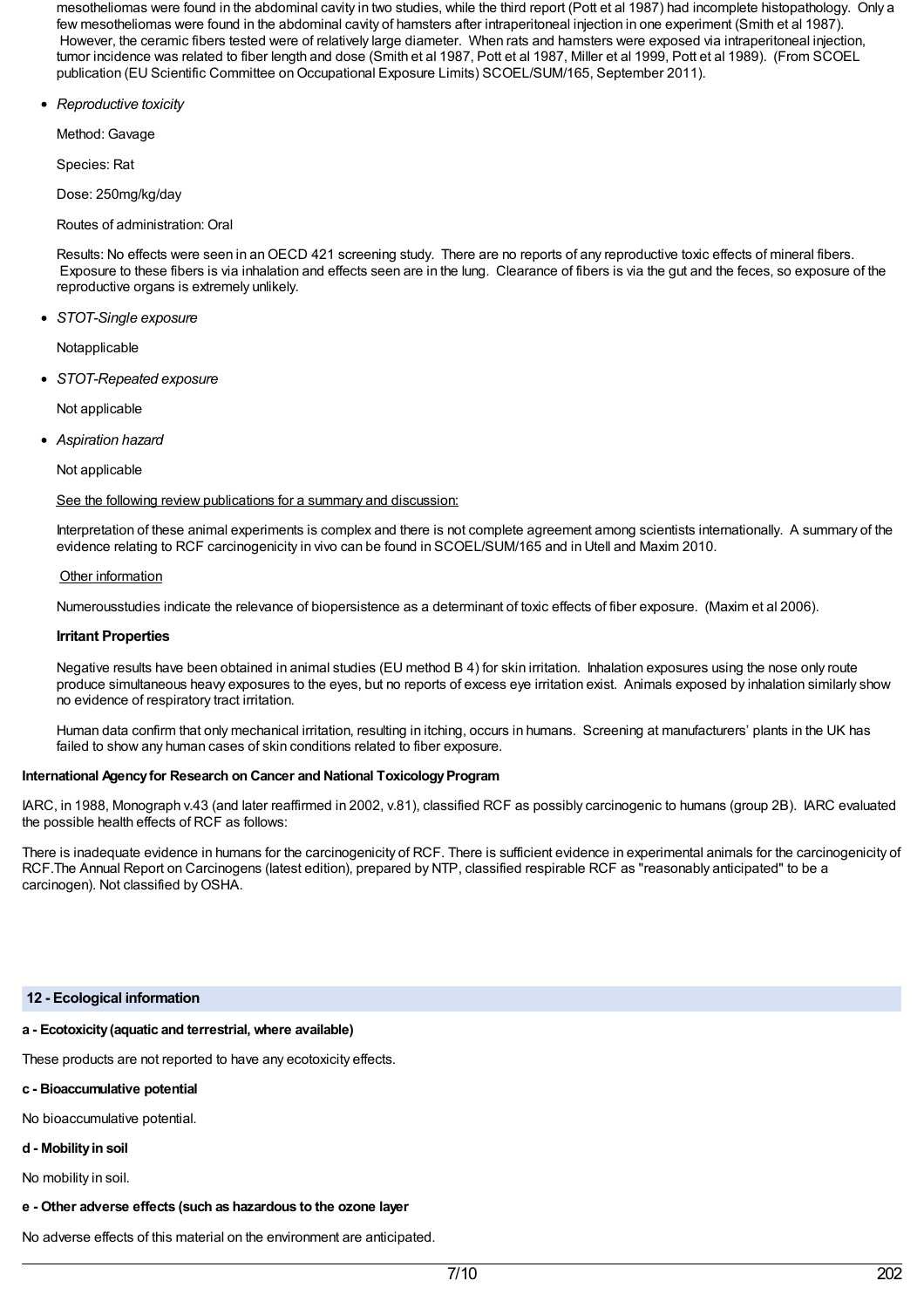mesotheliomas were found in the abdominal cavity in two studies, while the third report (Pott et al 1987) had incomplete histopathology. Only a few mesotheliomas were found in the abdominal cavity of hamsters after intraperitoneal injection in one experiment (Smith et al 1987). However, the ceramic fibers tested were of relatively large diameter. When rats and hamsters were exposed via intraperitoneal injection, tumor incidence was related to fiber length and dose (Smith et al 1987, Pott et al 1987, Miller et al 1999, Pott et al 1989). (From SCOEL publication (EU Scientific Committee on Occupational Exposure Limits) SCOEL/SUM/165, September 2011).

- *Reproductive toxicity*

  Method: Gavage

  Species: Rat

  Dose: 250mg/kg/day

  Routes of administration: Oral

  Results: No effects were seen in an OECD 421 screening study. There are no reports of any reproductive toxic effects of mineral fibers. Exposure to these fibers is via inhalation and effects seen are in the lung. Clearance of fibers is via the gut and the feces, so exposure of the reproductive organs is extremely unlikely.

- *STOT-Single exposure*

  Notapplicable

- *STOT-Repeated exposure*

  Not applicable

- *Aspiration hazard*

  Not applicable

  See the following review publications for a summary and discussion:

  Interpretation of these animal experiments is complex and there is not complete agreement among scientists internationally. A summary of the evidence relating to RCF carcinogenicity in vivo can be found in SCOEL/SUM/165 and in Utell and Maxim 2010.

  Other information

  Numerousstudies indicate the relevance of biopersistence as a determinant of toxic effects of fiber exposure. (Maxim et al 2006).

  **Irritant Properties**

  Negative results have been obtained in animal studies (EU method B 4) for skin irritation. Inhalation exposures using the nose only route produce simultaneous heavy exposures to the eyes, but no reports of excess eye irritation exist. Animals exposed by inhalation similarly show no evidence of respiratory tract irritation.

  Human data confirm that only mechanical irritation, resulting in itching, occurs in humans. Screening at manufacturers' plants in the UK has failed to show any human cases of skin conditions related to fiber exposure.

**International Agency for Research on Cancer and National Toxicology Program**

IARC, in 1988, Monograph v.43 (and later reaffirmed in 2002, v.81), classified RCF as possibly carcinogenic to humans (group 2B). IARC evaluated the possible health effects of RCF as follows:

There is inadequate evidence in humans for the carcinogenicity of RCF. There is sufficient evidence in experimental animals for the carcinogenicity of RCF.The Annual Report on Carcinogens (latest edition), prepared by NTP, classified respirable RCF as "reasonably anticipated" to be a carcinogen). Not classified by OSHA.

## 12 - Ecological information

**a - Ecotoxicity (aquatic and terrestrial, where available)**

These products are not reported to have any ecotoxicity effects.

**c - Bioaccumulative potential**

No bioaccumulative potential.

**d - Mobility in soil**

No mobility in soil.

**e - Other adverse effects (such as hazardous to the ozone layer**

No adverse effects of this material on the environment are anticipated.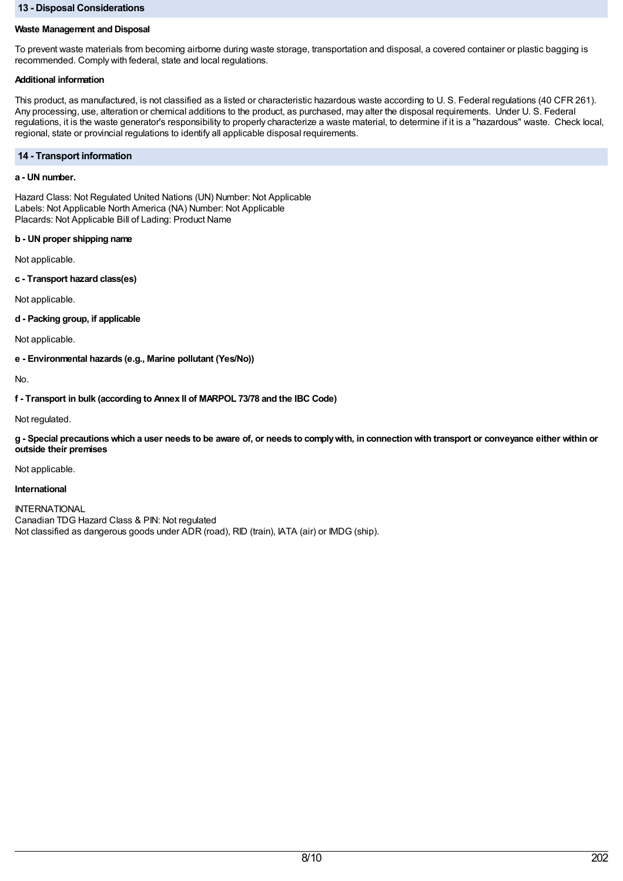## 13 - Disposal Considerations

**Waste Management and Disposal**

To prevent waste materials from becoming airborne during waste storage, transportation and disposal, a covered container or plastic bagging is recommended. Comply with federal, state and local regulations.

**Additional information**

This product, as manufactured, is not classified as a listed or characteristic hazardous waste according to U. S. Federal regulations (40 CFR 261). Any processing, use, alteration or chemical additions to the product, as purchased, may alter the disposal requirements. Under U. S. Federal regulations, it is the waste generator's responsibility to properly characterize a waste material, to determine if it is a "hazardous" waste. Check local, regional, state or provincial regulations to identify all applicable disposal requirements.

## 14 - Transport information

**a - UN number.**

Hazard Class: Not Regulated United Nations (UN) Number: Not Applicable
Labels: Not Applicable North America (NA) Number: Not Applicable
Placards: Not Applicable Bill of Lading: Product Name

**b - UN proper shipping name**

Not applicable.

**c - Transport hazard class(es)**

Not applicable.

**d - Packing group, if applicable**

Not applicable.

**e - Environmental hazards (e.g., Marine pollutant (Yes/No))**

No.

**f - Transport in bulk (according to Annex II of MARPOL 73/78 and the IBC Code)**

Not regulated.

**g - Special precautions which a user needs to be aware of, or needs to comply with, in connection with transport or conveyance either within or outside their premises**

Not applicable.

**International**

INTERNATIONAL
Canadian TDG Hazard Class & PIN: Not regulated
Not classified as dangerous goods under ADR (road), RID (train), IATA (air) or IMDG (ship).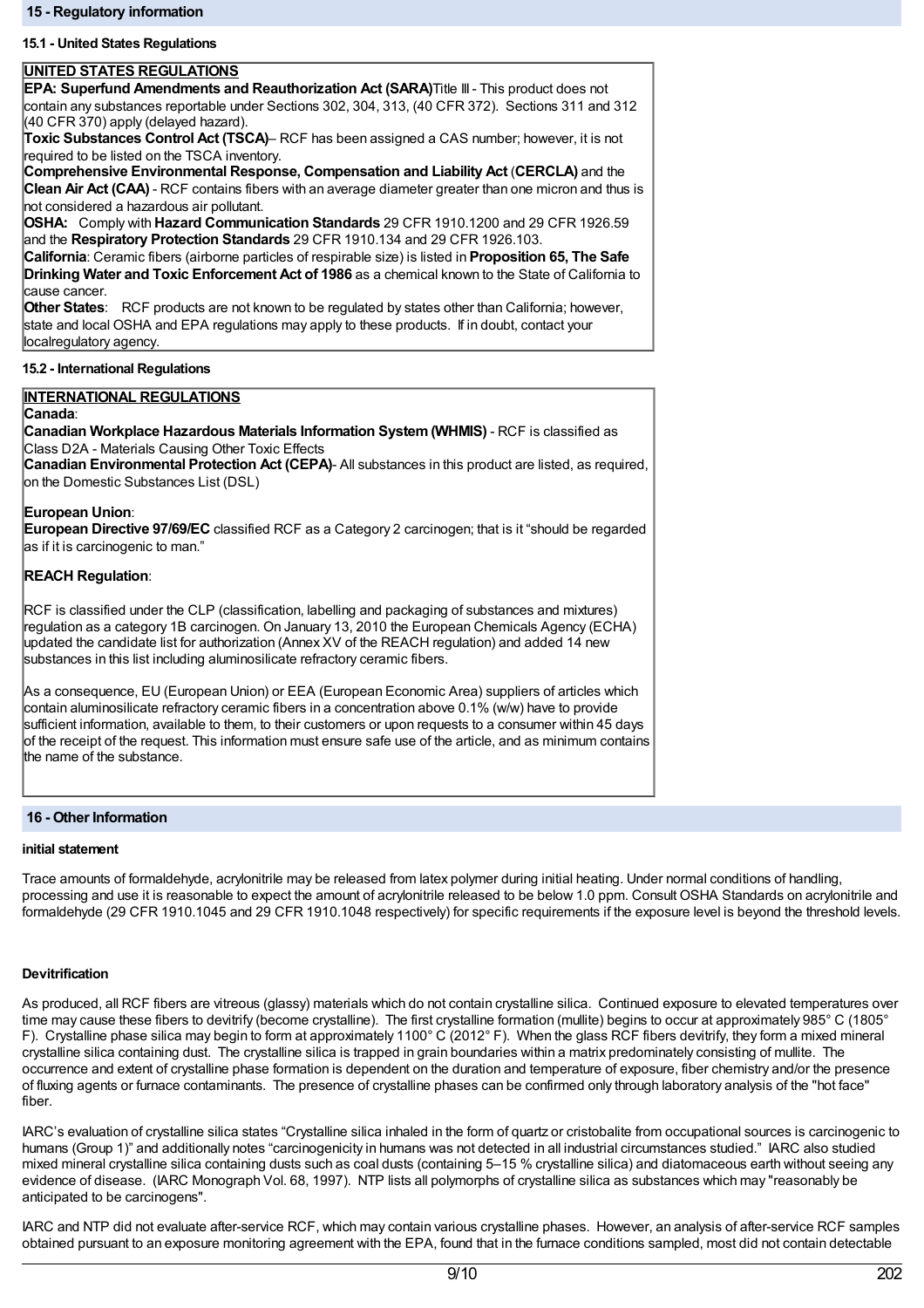## 15 - Regulatory information

### 15.1 - United States Regulations

**UNITED STATES REGULATIONS**

**EPA: Superfund Amendments and Reauthorization Act (SARA)** Title III - This product does not contain any substances reportable under Sections 302, 304, 313, (40 CFR 372). Sections 311 and 312 (40 CFR 370) apply (delayed hazard).

**Toxic Substances Control Act (TSCA)**– RCF has been assigned a CAS number; however, it is not required to be listed on the TSCA inventory.

**Comprehensive Environmental Response, Compensation and Liability Act** (**CERCLA)** and the **Clean Air Act (CAA)** - RCF contains fibers with an average diameter greater than one micron and thus is not considered a hazardous air pollutant.

**OSHA:** Comply with **Hazard Communication Standards** 29 CFR 1910.1200 and 29 CFR 1926.59 and the **Respiratory Protection Standards** 29 CFR 1910.134 and 29 CFR 1926.103.

**California**: Ceramic fibers (airborne particles of respirable size) is listed in **Proposition 65, The Safe Drinking Water and Toxic Enforcement Act of 1986** as a chemical known to the State of California to cause cancer.

**Other States**: RCF products are not known to be regulated by states other than California; however, state and local OSHA and EPA regulations may apply to these products. If in doubt, contact your localregulatory agency.

### 15.2 - International Regulations

**INTERNATIONAL REGULATIONS**

**Canada**:

**Canadian Workplace Hazardous Materials Information System (WHMIS)** - RCF is classified as Class D2A - Materials Causing Other Toxic Effects

**Canadian Environmental Protection Act (CEPA)**- All substances in this product are listed, as required, on the Domestic Substances List (DSL)

**European Union**:

**European Directive 97/69/EC** classified RCF as a Category 2 carcinogen; that is it "should be regarded as if it is carcinogenic to man."

**REACH Regulation**:

RCF is classified under the CLP (classification, labelling and packaging of substances and mixtures) regulation as a category 1B carcinogen. On January 13, 2010 the European Chemicals Agency (ECHA) updated the candidate list for authorization (Annex XV of the REACH regulation) and added 14 new substances in this list including aluminosilicate refractory ceramic fibers.

As a consequence, EU (European Union) or EEA (European Economic Area) suppliers of articles which contain aluminosilicate refractory ceramic fibers in a concentration above 0.1% (w/w) have to provide sufficient information, available to them, to their customers or upon requests to a consumer within 45 days of the receipt of the request. This information must ensure safe use of the article, and as minimum contains the name of the substance.

## 16 - Other Information

**initial statement**

Trace amounts of formaldehyde, acrylonitrile may be released from latex polymer during initial heating. Under normal conditions of handling, processing and use it is reasonable to expect the amount of acrylonitrile released to be below 1.0 ppm. Consult OSHA Standards on acrylonitrile and formaldehyde (29 CFR 1910.1045 and 29 CFR 1910.1048 respectively) for specific requirements if the exposure level is beyond the threshold levels.

**Devitrification**

As produced, all RCF fibers are vitreous (glassy) materials which do not contain crystalline silica. Continued exposure to elevated temperatures over time may cause these fibers to devitrify (become crystalline). The first crystalline formation (mullite) begins to occur at approximately 985° C (1805° F). Crystalline phase silica may begin to form at approximately 1100° C (2012° F). When the glass RCF fibers devitrify, they form a mixed mineral crystalline silica containing dust. The crystalline silica is trapped in grain boundaries within a matrix predominately consisting of mullite. The occurrence and extent of crystalline phase formation is dependent on the duration and temperature of exposure, fiber chemistry and/or the presence of fluxing agents or furnace contaminants. The presence of crystalline phases can be confirmed only through laboratory analysis of the "hot face" fiber.

IARC's evaluation of crystalline silica states "Crystalline silica inhaled in the form of quartz or cristobalite from occupational sources is carcinogenic to humans (Group 1)" and additionally notes "carcinogenicity in humans was not detected in all industrial circumstances studied." IARC also studied mixed mineral crystalline silica containing dusts such as coal dusts (containing 5–15 % crystalline silica) and diatomaceous earth without seeing any evidence of disease. (IARC Monograph Vol. 68, 1997). NTP lists all polymorphs of crystalline silica as substances which may "reasonably be anticipated to be carcinogens".

IARC and NTP did not evaluate after-service RCF, which may contain various crystalline phases. However, an analysis of after-service RCF samples obtained pursuant to an exposure monitoring agreement with the EPA, found that in the furnace conditions sampled, most did not contain detectable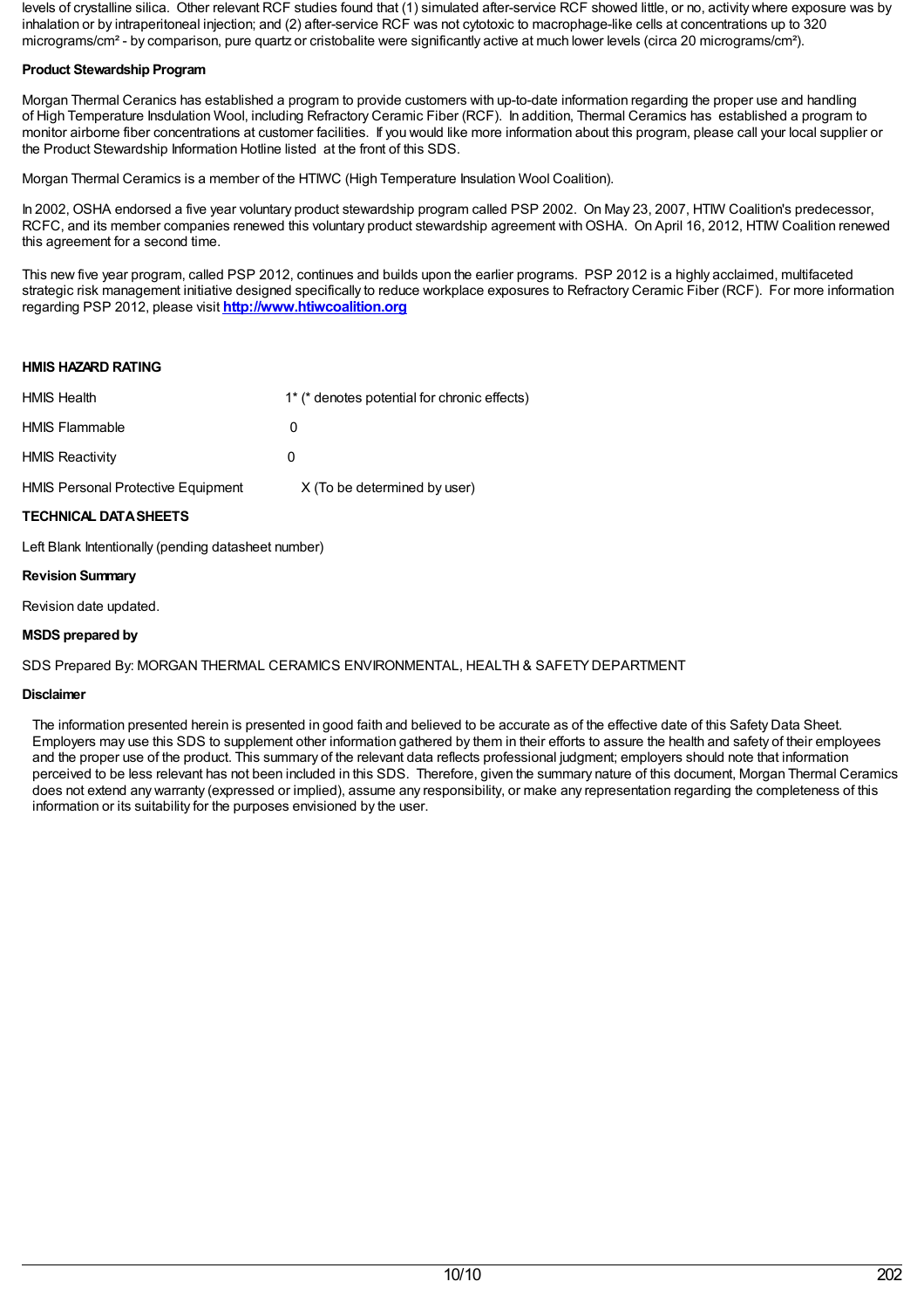levels of crystalline silica. Other relevant RCF studies found that (1) simulated after-service RCF showed little, or no, activity where exposure was by inhalation or by intraperitoneal injection; and (2) after-service RCF was not cytotoxic to macrophage-like cells at concentrations up to 320 micrograms/cm² - by comparison, pure quartz or cristobalite were significantly active at much lower levels (circa 20 micrograms/cm²).

**Product Stewardship Program**

Morgan Thermal Ceranics has established a program to provide customers with up-to-date information regarding the proper use and handling of High Temperature Insdulation Wool, including Refractory Ceramic Fiber (RCF). In addition, Thermal Ceramics has established a program to monitor airborne fiber concentrations at customer facilities. If you would like more information about this program, please call your local supplier or the Product Stewardship Information Hotline listed at the front of this SDS.

Morgan Thermal Ceramics is a member of the HTIWC (High Temperature Insulation Wool Coalition).

In 2002, OSHA endorsed a five year voluntary product stewardship program called PSP 2002. On May 23, 2007, HTIW Coalition's predecessor, RCFC, and its member companies renewed this voluntary product stewardship agreement with OSHA. On April 16, 2012, HTIW Coalition renewed this agreement for a second time.

This new five year program, called PSP 2012, continues and builds upon the earlier programs. PSP 2012 is a highly acclaimed, multifaceted strategic risk management initiative designed specifically to reduce workplace exposures to Refractory Ceramic Fiber (RCF). For more information regarding PSP 2012, please visit **http://www.htiwcoalition.org**

**HMIS HAZARD RATING**

| | |
|---|---|
| HMIS Health | 1* (* denotes potential for chronic effects) |
| HMIS Flammable | 0 |
| HMIS Reactivity | 0 |
| HMIS Personal Protective Equipment | X (To be determined by user) |

**TECHNICAL DATA SHEETS**

Left Blank Intentionally (pending datasheet number)

**Revision Summary**

Revision date updated.

**MSDS prepared by**

SDS Prepared By: MORGAN THERMAL CERAMICS ENVIRONMENTAL, HEALTH & SAFETY DEPARTMENT

**Disclaimer**

The information presented herein is presented in good faith and believed to be accurate as of the effective date of this Safety Data Sheet. Employers may use this SDS to supplement other information gathered by them in their efforts to assure the health and safety of their employees and the proper use of the product. This summary of the relevant data reflects professional judgment; employers should note that information perceived to be less relevant has not been included in this SDS. Therefore, given the summary nature of this document, Morgan Thermal Ceramics does not extend any warranty (expressed or implied), assume any responsibility, or make any representation regarding the completeness of this information or its suitability for the purposes envisioned by the user.